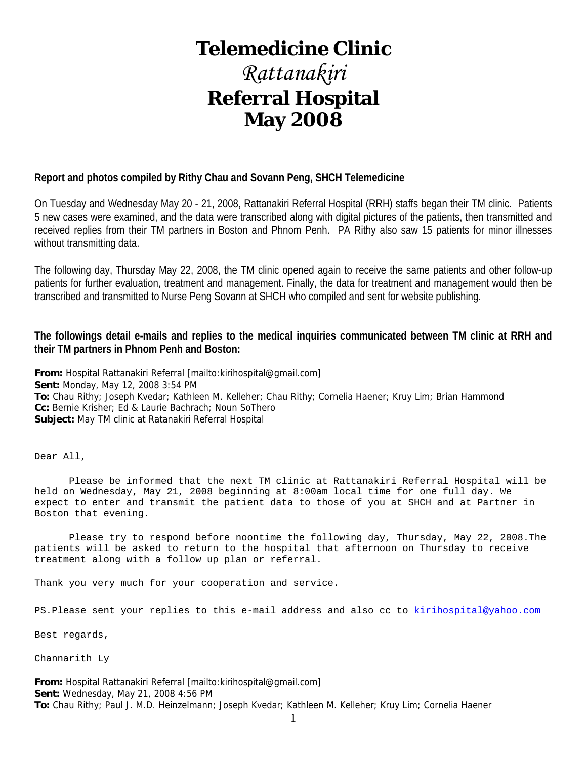# Telemedicine Clinic

# *Rattanakiri*

# Referral Hospital

# May 2008

**Report and photos compiled by Rithy Chau and Sovann Peng, SHCH Telemedicine**

On Tuesday and Wednesday May 20 - 21, 2008, Rattanakiri Referral Hospital (RRH) staffs began their TM clinic. Patients 5 new cases were examined, and the data were transcribed along with digital pictures of the patients, then transmitted and received replies from their TM partners in Boston and Phnom Penh. PA Rithy also saw 15 patients for minor illnesses without transmitting data.

The following day, Thursday May 22, 2008, the TM clinic opened again to receive the same patients and other follow-up patients for further evaluation, treatment and management. Finally, the data for treatment and management would then be transcribed and transmitted to Nurse Peng Sovann at SHCH who compiled and sent for website publishing.

**The followings detail e-mails and replies to the medical inquiries communicated between TM clinic at RRH and their TM partners in Phnom Penh and Boston:**

**From:** Hospital Rattanakiri Referral [mailto:kirihospital@gmail.com]
**Sent:** Monday, May 12, 2008 3:54 PM
**To:** Chau Rithy; Joseph Kvedar; Kathleen M. Kelleher; Chau Rithy; Cornelia Haener; Kruy Lim; Brian Hammond
**Cc:** Bernie Krisher; Ed & Laurie Bachrach; Noun SoThero
**Subject:** May TM clinic at Ratanakiri Referral Hospital

Dear All,

Please be informed that the next TM clinic at Rattanakiri Referral Hospital will be held on Wednesday, May 21, 2008 beginning at 8:00am local time for one full day. We expect to enter and transmit the patient data to those of you at SHCH and at Partner in Boston that evening.

Please try to respond before noontime the following day, Thursday, May 22, 2008.The patients will be asked to return to the hospital that afternoon on Thursday to receive treatment along with a follow up plan or referral.

Thank you very much for your cooperation and service.

PS.Please sent your replies to this e-mail address and also cc to kirihospital@yahoo.com

Best regards,

Channarith Ly

**From:** Hospital Rattanakiri Referral [mailto:kirihospital@gmail.com]
**Sent:** Wednesday, May 21, 2008 4:56 PM
**To:** Chau Rithy; Paul J. M.D. Heinzelmann; Joseph Kvedar; Kathleen M. Kelleher; Kruy Lim; Cornelia Haener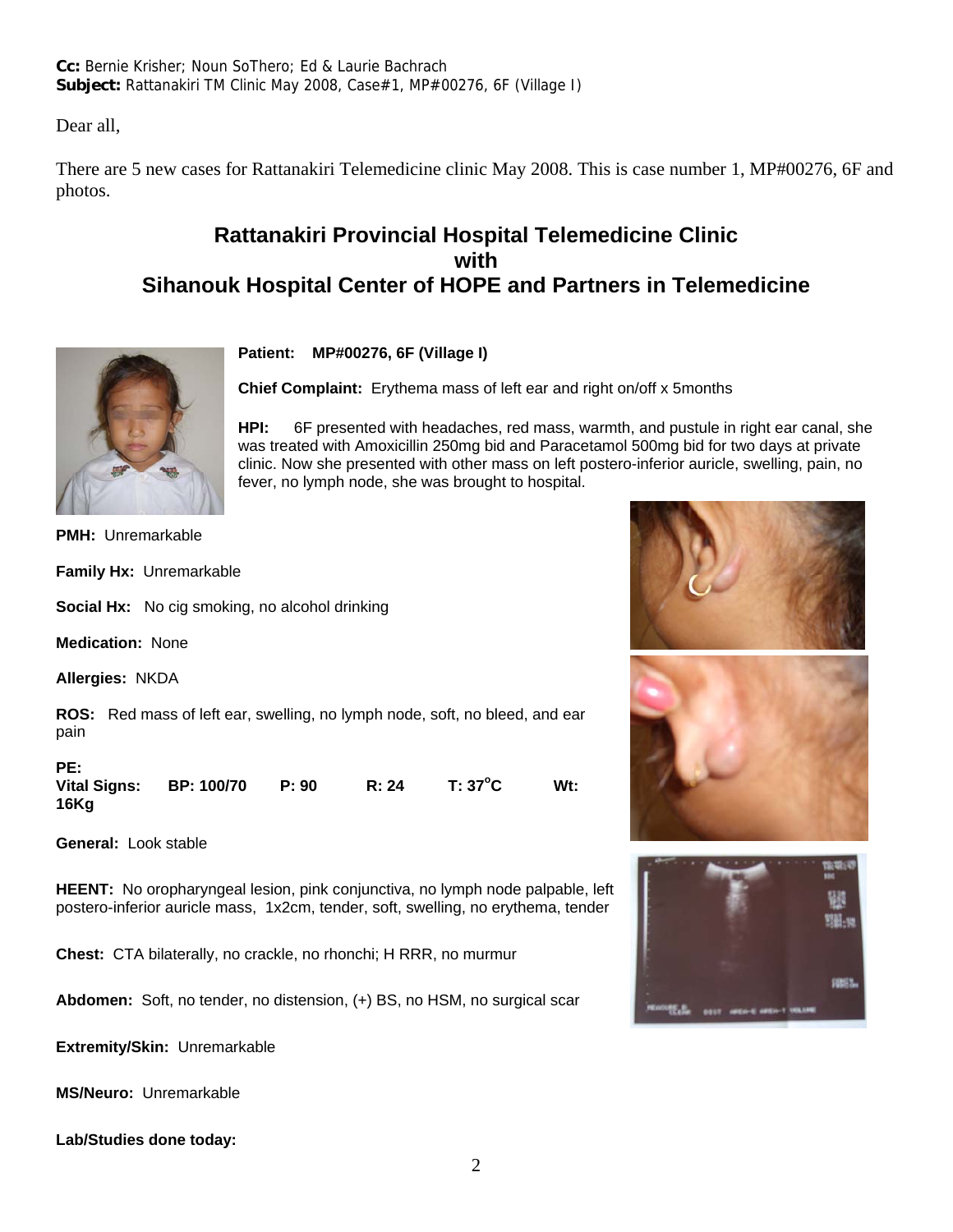**Cc:** Bernie Krisher; Noun SoThero; Ed & Laurie Bachrach
**Subject:** Rattanakiri TM Clinic May 2008, Case#1, MP#00276, 6F (Village I)

Dear all,

There are 5 new cases for Rattanakiri Telemedicine clinic May 2008. This is case number 1, MP#00276, 6F and photos.

## Rattanakiri Provincial Hospital Telemedicine Clinic with Sihanouk Hospital Center of HOPE and Partners in Telemedicine

**Patient:** **MP#00276, 6F (Village I)**

**Chief Complaint:** Erythema mass of left ear and right on/off x 5months

**HPI:** 6F presented with headaches, red mass, warmth, and pustule in right ear canal, she was treated with Amoxicillin 250mg bid and Paracetamol 500mg bid for two days at private clinic. Now she presented with other mass on left postero-inferior auricle, swelling, pain, no fever, no lymph node, she was brought to hospital.

**PMH:** Unremarkable

**Family Hx:** Unremarkable

**Social Hx:** No cig smoking, no alcohol drinking

**Medication:** None

**Allergies:** NKDA

**ROS:** Red mass of left ear, swelling, no lymph node, soft, no bleed, and ear pain

**PE:**
**Vital Signs:** **BP: 100/70** **P: 90** **R: 24** **T: 37°C** **Wt: 16Kg**

**General:** Look stable

**HEENT:** No oropharyngeal lesion, pink conjunctiva, no lymph node palpable, left postero-inferior auricle mass, 1x2cm, tender, soft, swelling, no erythema, tender

**Chest:** CTA bilaterally, no crackle, no rhonchi; H RRR, no murmur

**Abdomen:** Soft, no tender, no distension, (+) BS, no HSM, no surgical scar

**Extremity/Skin:** Unremarkable

**MS/Neuro:** Unremarkable

**Lab/Studies done today:**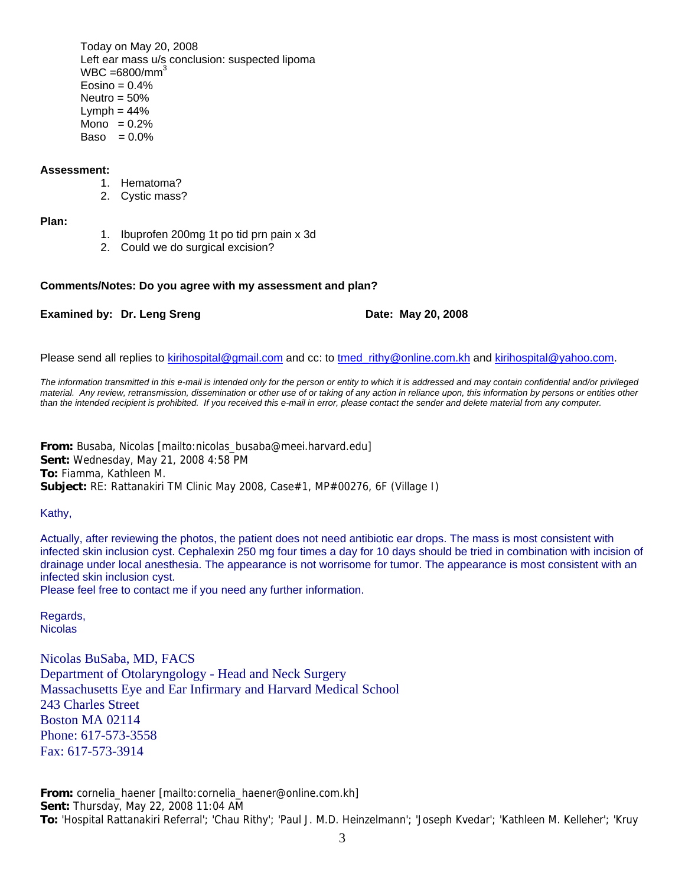Today on May 20, 2008
Left ear mass u/s conclusion: suspected lipoma
WBC =6800/$mm^3$
Eosino = 0.4%
Neutro = 50%
Lymph = 44%
Mono = 0.2%
Baso = 0.0%

**Assessment:**

1. Hematoma?
2. Cystic mass?

**Plan:**

1. Ibuprofen 200mg 1t po tid prn pain x 3d
2. Could we do surgical excision?

**Comments/Notes: Do you agree with my assessment and plan?**

**Examined by: Dr. Leng Sreng** **Date: May 20, 2008**

Please send all replies to kirihospital@gmail.com and cc: to tmed_rithy@online.com.kh and kirihospital@yahoo.com.

*The information transmitted in this e-mail is intended only for the person or entity to which it is addressed and may contain confidential and/or privileged material. Any review, retransmission, dissemination or other use of or taking of any action in reliance upon, this information by persons or entities other than the intended recipient is prohibited. If you received this e-mail in error, please contact the sender and delete material from any computer.*

**From:** Busaba, Nicolas [mailto:nicolas_busaba@meei.harvard.edu]
**Sent:** Wednesday, May 21, 2008 4:58 PM
**To:** Fiamma, Kathleen M.
**Subject:** RE: Rattanakiri TM Clinic May 2008, Case#1, MP#00276, 6F (Village I)

Kathy,

Actually, after reviewing the photos, the patient does not need antibiotic ear drops. The mass is most consistent with infected skin inclusion cyst. Cephalexin 250 mg four times a day for 10 days should be tried in combination with incision of drainage under local anesthesia. The appearance is not worrisome for tumor. The appearance is most consistent with an infected skin inclusion cyst.
Please feel free to contact me if you need any further information.

Regards,
Nicolas

Nicolas BuSaba, MD, FACS
Department of Otolaryngology - Head and Neck Surgery
Massachusetts Eye and Ear Infirmary and Harvard Medical School
243 Charles Street
Boston MA 02114
Phone: 617-573-3558
Fax: 617-573-3914

**From:** cornelia_haener [mailto:cornelia_haener@online.com.kh]
**Sent:** Thursday, May 22, 2008 11:04 AM
**To:** 'Hospital Rattanakiri Referral'; 'Chau Rithy'; 'Paul J. M.D. Heinzelmann'; 'Joseph Kvedar'; 'Kathleen M. Kelleher'; 'Kruy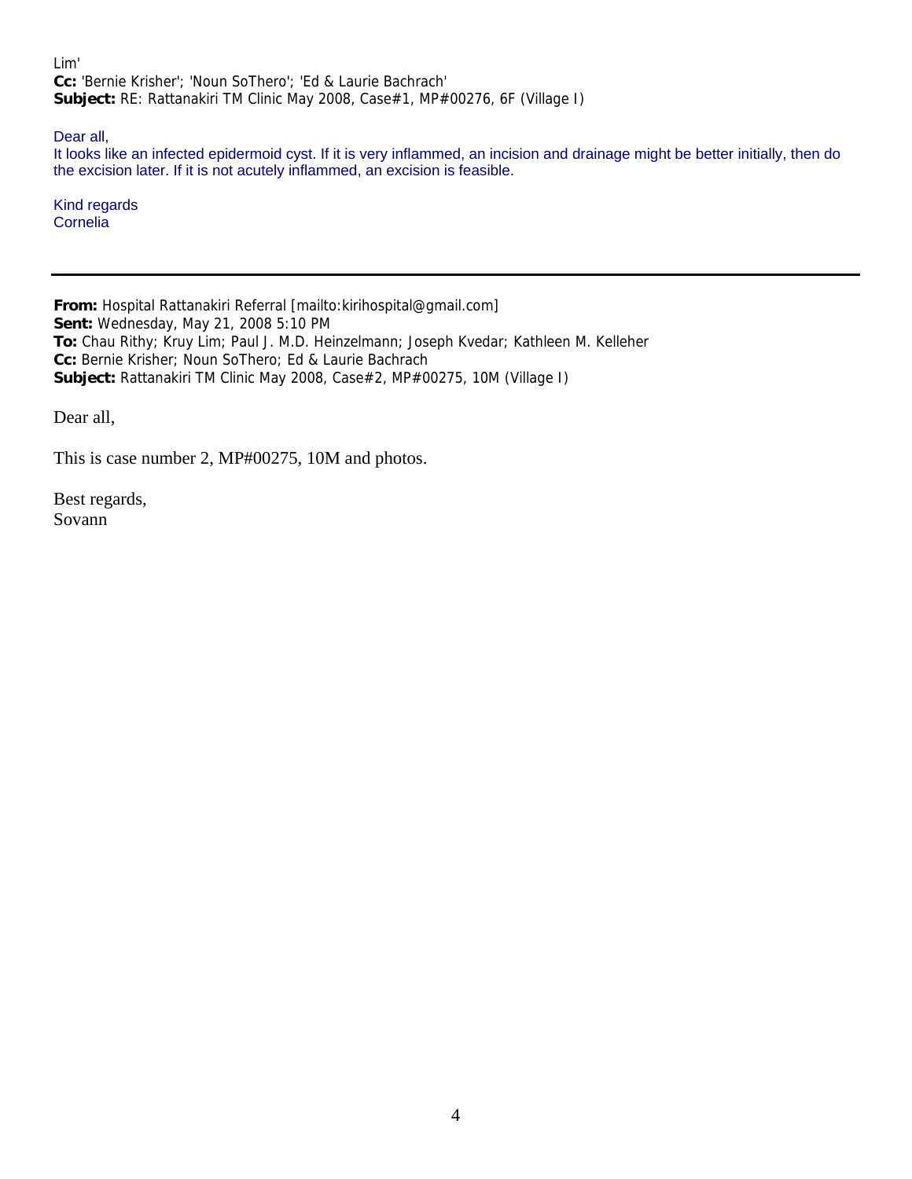Lim'
**Cc:** 'Bernie Krisher'; 'Noun SoThero'; 'Ed & Laurie Bachrach'
**Subject:** RE: Rattanakiri TM Clinic May 2008, Case#1, MP#00276, 6F (Village I)

Dear all,
It looks like an infected epidermoid cyst. If it is very inflammed, an incision and drainage might be better initially, then do the excision later. If it is not acutely inflammed, an excision is feasible.

Kind regards
Cornelia

---

**From:** Hospital Rattanakiri Referral [mailto:kirihospital@gmail.com]
**Sent:** Wednesday, May 21, 2008 5:10 PM
**To:** Chau Rithy; Kruy Lim; Paul J. M.D. Heinzelmann; Joseph Kvedar; Kathleen M. Kelleher
**Cc:** Bernie Krisher; Noun SoThero; Ed & Laurie Bachrach
**Subject:** Rattanakiri TM Clinic May 2008, Case#2, MP#00275, 10M (Village I)

Dear all,

This is case number 2, MP#00275, 10M and photos.

Best regards,
Sovann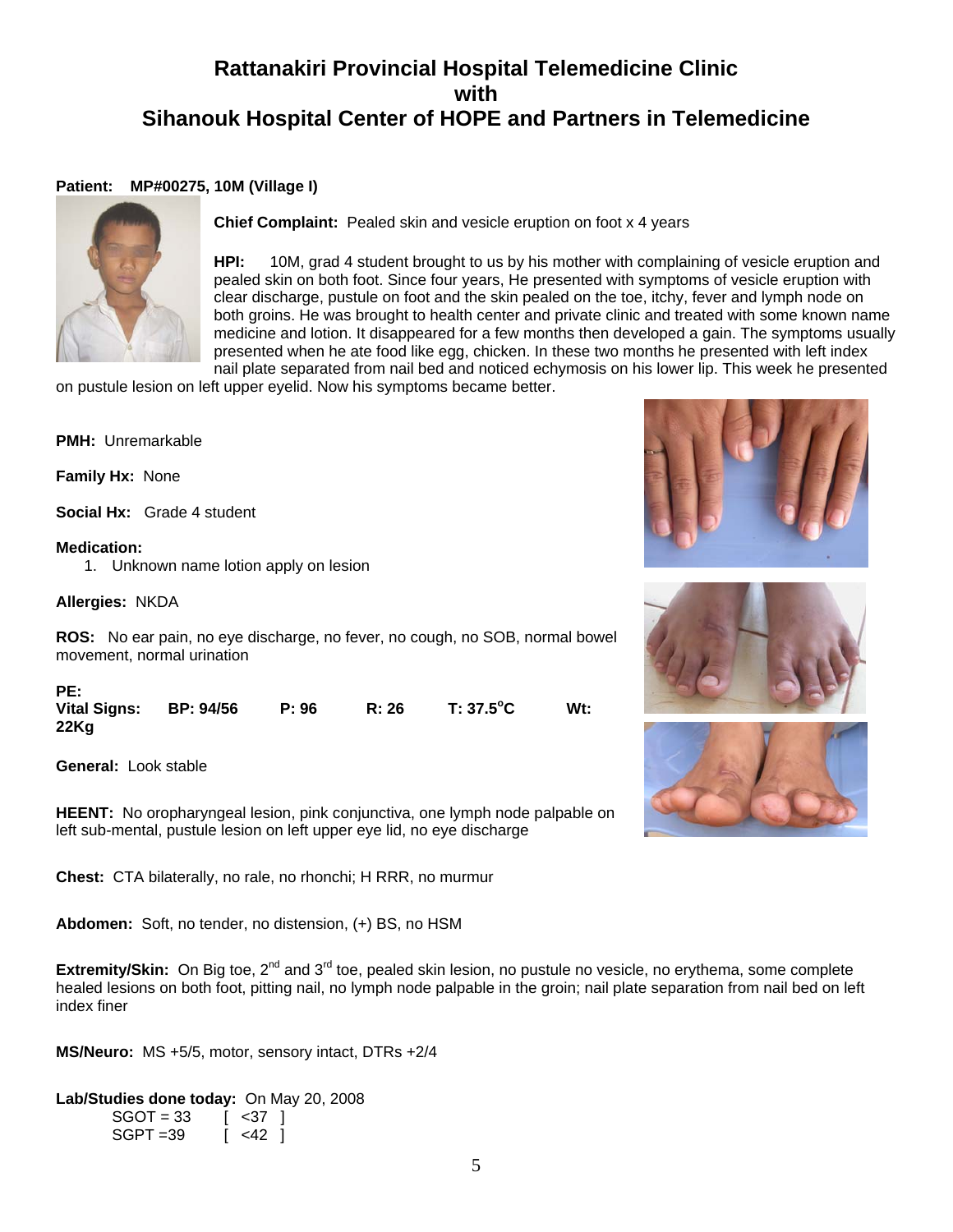# Rattanakiri Provincial Hospital Telemedicine Clinic with Sihanouk Hospital Center of HOPE and Partners in Telemedicine

**Patient: MP#00275, 10M (Village I)**

**Chief Complaint:** Pealed skin and vesicle eruption on foot x 4 years

**HPI:** 10M, grad 4 student brought to us by his mother with complaining of vesicle eruption and pealed skin on both foot. Since four years, He presented with symptoms of vesicle eruption with clear discharge, pustule on foot and the skin pealed on the toe, itchy, fever and lymph node on both groins. He was brought to health center and private clinic and treated with some known name medicine and lotion. It disappeared for a few months then developed a gain. The symptoms usually presented when he ate food like egg, chicken. In these two months he presented with left index nail plate separated from nail bed and noticed echymosis on his lower lip. This week he presented on pustule lesion on left upper eyelid. Now his symptoms became better.

**PMH:** Unremarkable

**Family Hx:** None

**Social Hx:** Grade 4 student

**Medication:**

1. Unknown name lotion apply on lesion

**Allergies:** NKDA

**ROS:** No ear pain, no eye discharge, no fever, no cough, no SOB, normal bowel movement, normal urination

**PE:**
**Vital Signs: BP: 94/56 P: 96 R: 26 T: 37.5°C Wt: 22Kg**

**General:** Look stable

**HEENT:** No oropharyngeal lesion, pink conjunctiva, one lymph node palpable on left sub-mental, pustule lesion on left upper eye lid, no eye discharge

**Chest:** CTA bilaterally, no rale, no rhonchi; H RRR, no murmur

**Abdomen:** Soft, no tender, no distension, (+) BS, no HSM

**Extremity/Skin:** On Big toe, 2nd and 3rd toe, pealed skin lesion, no pustule no vesicle, no erythema, some complete healed lesions on both foot, pitting nail, no lymph node palpable in the groin; nail plate separation from nail bed on left index finer

**MS/Neuro:** MS +5/5, motor, sensory intact, DTRs +2/4

**Lab/Studies done today:** On May 20, 2008

SGOT = 33 [ <37 ]
SGPT =39 [ <42 ]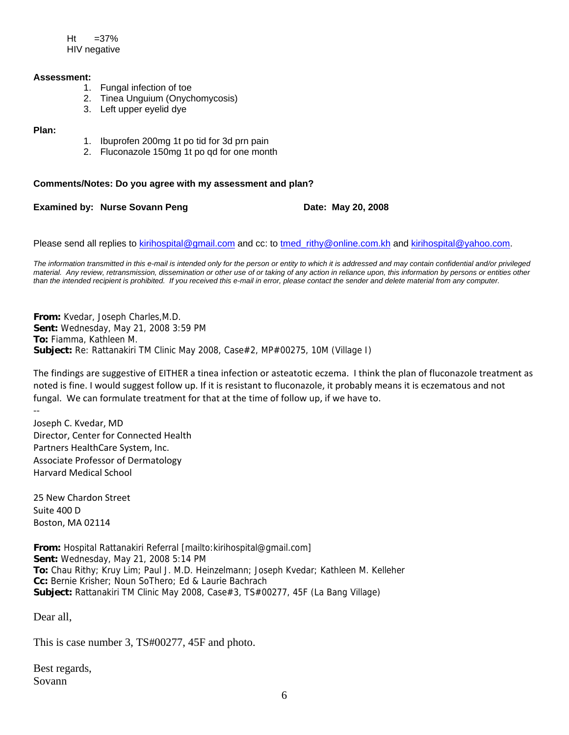Ht =37%
HIV negative

**Assessment:**

1. Fungal infection of toe
2. Tinea Unguium (Onychomycosis)
3. Left upper eyelid dye

**Plan:**

1. Ibuprofen 200mg 1t po tid for 3d prn pain
2. Fluconazole 150mg 1t po qd for one month

**Comments/Notes: Do you agree with my assessment and plan?**

**Examined by: Nurse Sovann Peng** **Date: May 20, 2008**

Please send all replies to kirihospital@gmail.com and cc: to tmed_rithy@online.com.kh and kirihospital@yahoo.com.

*The information transmitted in this e-mail is intended only for the person or entity to which it is addressed and may contain confidential and/or privileged material. Any review, retransmission, dissemination or other use of or taking of any action in reliance upon, this information by persons or entities other than the intended recipient is prohibited. If you received this e-mail in error, please contact the sender and delete material from any computer.*

**From:** Kvedar, Joseph Charles,M.D.
**Sent:** Wednesday, May 21, 2008 3:59 PM
**To:** Fiamma, Kathleen M.
**Subject:** Re: Rattanakiri TM Clinic May 2008, Case#2, MP#00275, 10M (Village I)

The findings are suggestive of EITHER a tinea infection or asteatotic eczema. I think the plan of fluconazole treatment as noted is fine. I would suggest follow up. If it is resistant to fluconazole, it probably means it is eczematous and not fungal. We can formulate treatment for that at the time of follow up, if we have to.

--
Joseph C. Kvedar, MD
Director, Center for Connected Health
Partners HealthCare System, Inc.
Associate Professor of Dermatology
Harvard Medical School

25 New Chardon Street
Suite 400 D
Boston, MA 02114

**From:** Hospital Rattanakiri Referral [mailto:kirihospital@gmail.com]
**Sent:** Wednesday, May 21, 2008 5:14 PM
**To:** Chau Rithy; Kruy Lim; Paul J. M.D. Heinzelmann; Joseph Kvedar; Kathleen M. Kelleher
**Cc:** Bernie Krisher; Noun SoThero; Ed & Laurie Bachrach
**Subject:** Rattanakiri TM Clinic May 2008, Case#3, TS#00277, 45F (La Bang Village)

Dear all,

This is case number 3, TS#00277, 45F and photo.

Best regards,
Sovann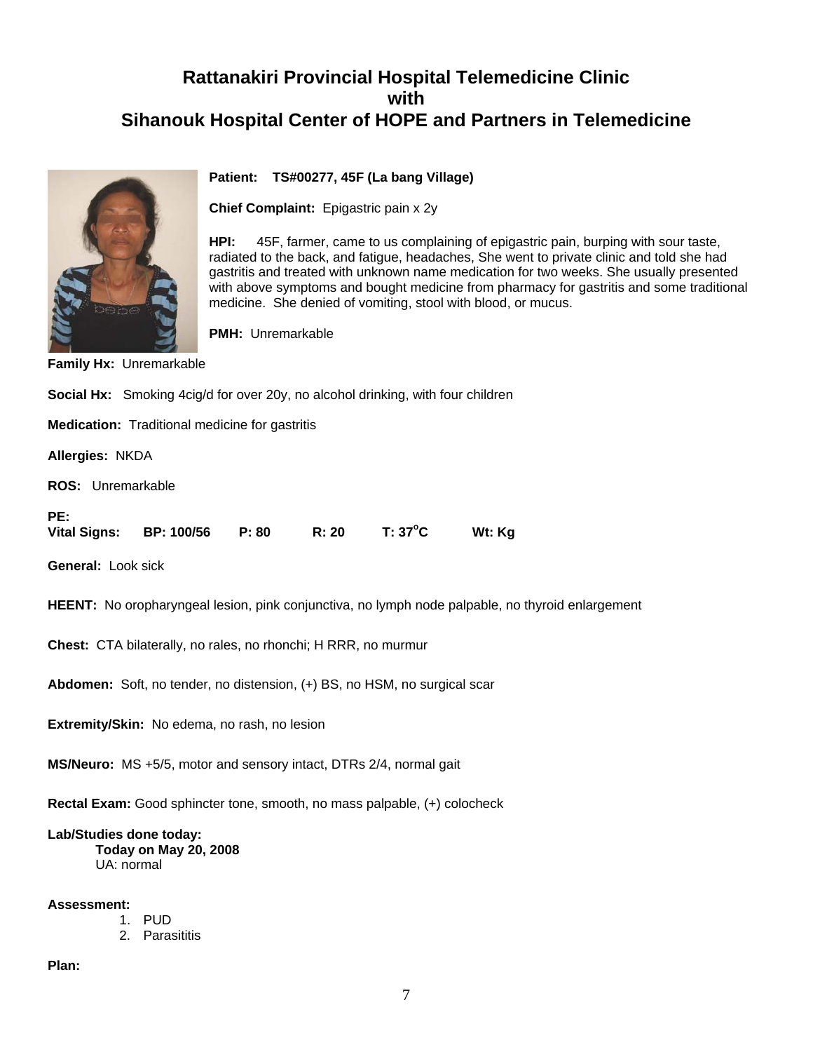# Rattanakiri Provincial Hospital Telemedicine Clinic
# with
# Sihanouk Hospital Center of HOPE and Partners in Telemedicine

**Patient:** **TS#00277, 45F (La bang Village)**

**Chief Complaint:** Epigastric pain x 2y

**HPI:** 45F, farmer, came to us complaining of epigastric pain, burping with sour taste, radiated to the back, and fatigue, headaches, She went to private clinic and told she had gastritis and treated with unknown name medication for two weeks. She usually presented with above symptoms and bought medicine from pharmacy for gastritis and some traditional medicine. She denied of vomiting, stool with blood, or mucus.

**PMH:** Unremarkable

**Family Hx:** Unremarkable

**Social Hx:** Smoking 4cig/d for over 20y, no alcohol drinking, with four children

**Medication:** Traditional medicine for gastritis

**Allergies:** NKDA

**ROS:** Unremarkable

**PE:**
**Vital Signs:** **BP: 100/56** **P: 80** **R: 20** **T: 37°C** **Wt: Kg**

**General:** Look sick

**HEENT:** No oropharyngeal lesion, pink conjunctiva, no lymph node palpable, no thyroid enlargement

**Chest:** CTA bilaterally, no rales, no rhonchi; H RRR, no murmur

**Abdomen:** Soft, no tender, no distension, (+) BS, no HSM, no surgical scar

**Extremity/Skin:** No edema, no rash, no lesion

**MS/Neuro:** MS +5/5, motor and sensory intact, DTRs 2/4, normal gait

**Rectal Exam:** Good sphincter tone, smooth, no mass palpable, (+) colocheck

**Lab/Studies done today:**

**Today on May 20, 2008**

UA: normal

**Assessment:**

1. PUD
2. Parasititis

**Plan:**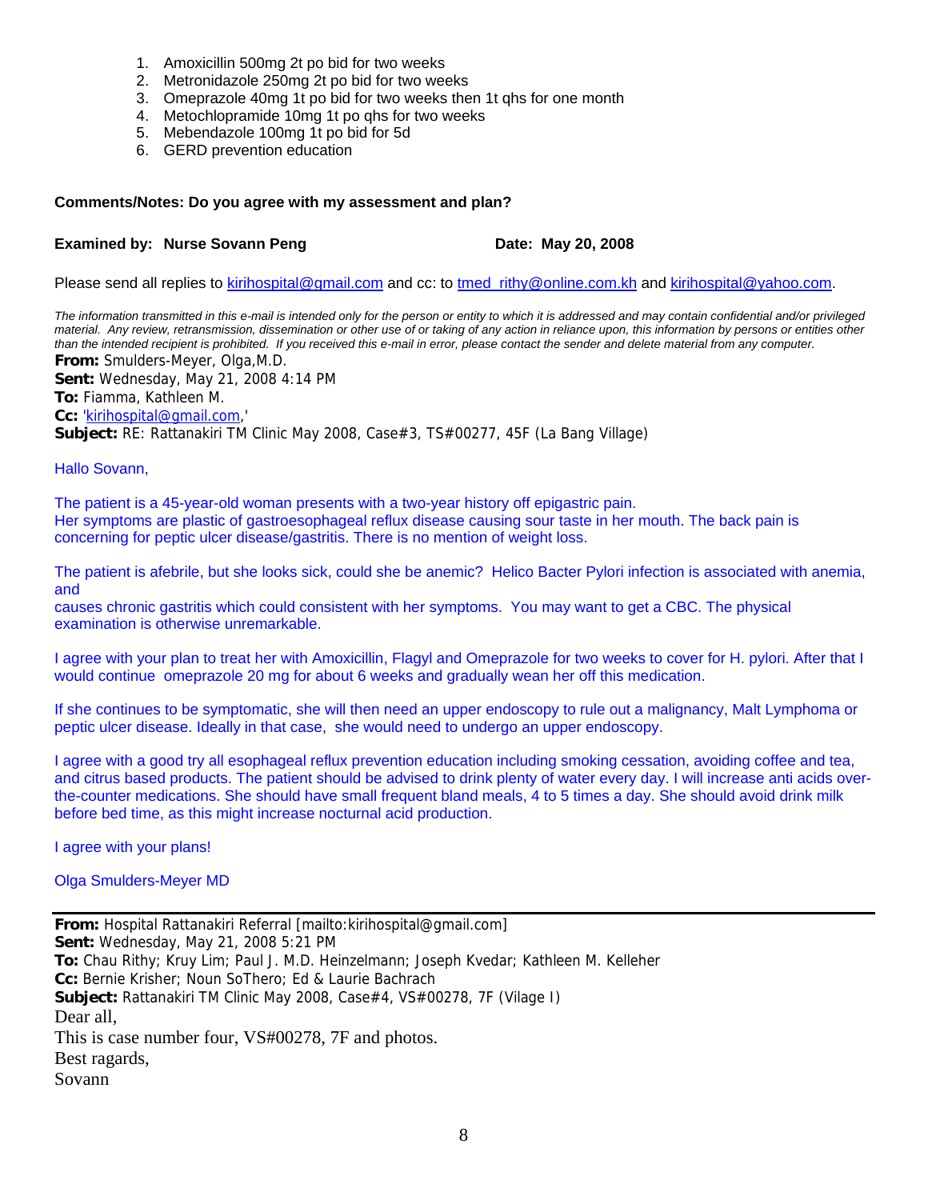1. Amoxicillin 500mg 2t po bid for two weeks
2. Metronidazole 250mg 2t po bid for two weeks
3. Omeprazole 40mg 1t po bid for two weeks then 1t qhs for one month
4. Metochlopramide 10mg 1t po qhs for two weeks
5. Mebendazole 100mg 1t po bid for 5d
6. GERD prevention education

**Comments/Notes: Do you agree with my assessment and plan?**

**Examined by: Nurse Sovann Peng** **Date: May 20, 2008**

Please send all replies to kirihospital@gmail.com and cc: to tmed_rithy@online.com.kh and kirihospital@yahoo.com.

*The information transmitted in this e-mail is intended only for the person or entity to which it is addressed and may contain confidential and/or privileged material. Any review, retransmission, dissemination or other use of or taking of any action in reliance upon, this information by persons or entities other than the intended recipient is prohibited. If you received this e-mail in error, please contact the sender and delete material from any computer.*

**From:** Smulders-Meyer, Olga,M.D.
**Sent:** Wednesday, May 21, 2008 4:14 PM
**To:** Fiamma, Kathleen M.
**Cc:** 'kirihospital@gmail.com,'
**Subject:** RE: Rattanakiri TM Clinic May 2008, Case#3, TS#00277, 45F (La Bang Village)

Hallo Sovann,

The patient is a 45-year-old woman presents with a two-year history off epigastric pain.
Her symptoms are plastic of gastroesophageal reflux disease causing sour taste in her mouth. The back pain is concerning for peptic ulcer disease/gastritis. There is no mention of weight loss.

The patient is afebrile, but she looks sick, could she be anemic? Helico Bacter Pylori infection is associated with anemia, and
causes chronic gastritis which could consistent with her symptoms. You may want to get a CBC. The physical examination is otherwise unremarkable.

I agree with your plan to treat her with Amoxicillin, Flagyl and Omeprazole for two weeks to cover for H. pylori. After that I would continue omeprazole 20 mg for about 6 weeks and gradually wean her off this medication.

If she continues to be symptomatic, she will then need an upper endoscopy to rule out a malignancy, Malt Lymphoma or peptic ulcer disease. Ideally in that case, she would need to undergo an upper endoscopy.

I agree with a good try all esophageal reflux prevention education including smoking cessation, avoiding coffee and tea, and citrus based products. The patient should be advised to drink plenty of water every day. I will increase anti acids over-the-counter medications. She should have small frequent bland meals, 4 to 5 times a day. She should avoid drink milk before bed time, as this might increase nocturnal acid production.

I agree with your plans!

Olga Smulders-Meyer MD

---

**From:** Hospital Rattanakiri Referral [mailto:kirihospital@gmail.com]
**Sent:** Wednesday, May 21, 2008 5:21 PM
**To:** Chau Rithy; Kruy Lim; Paul J. M.D. Heinzelmann; Joseph Kvedar; Kathleen M. Kelleher
**Cc:** Bernie Krisher; Noun SoThero; Ed & Laurie Bachrach
**Subject:** Rattanakiri TM Clinic May 2008, Case#4, VS#00278, 7F (Vilage I)

Dear all,
This is case number four, VS#00278, 7F and photos.
Best ragards,
Sovann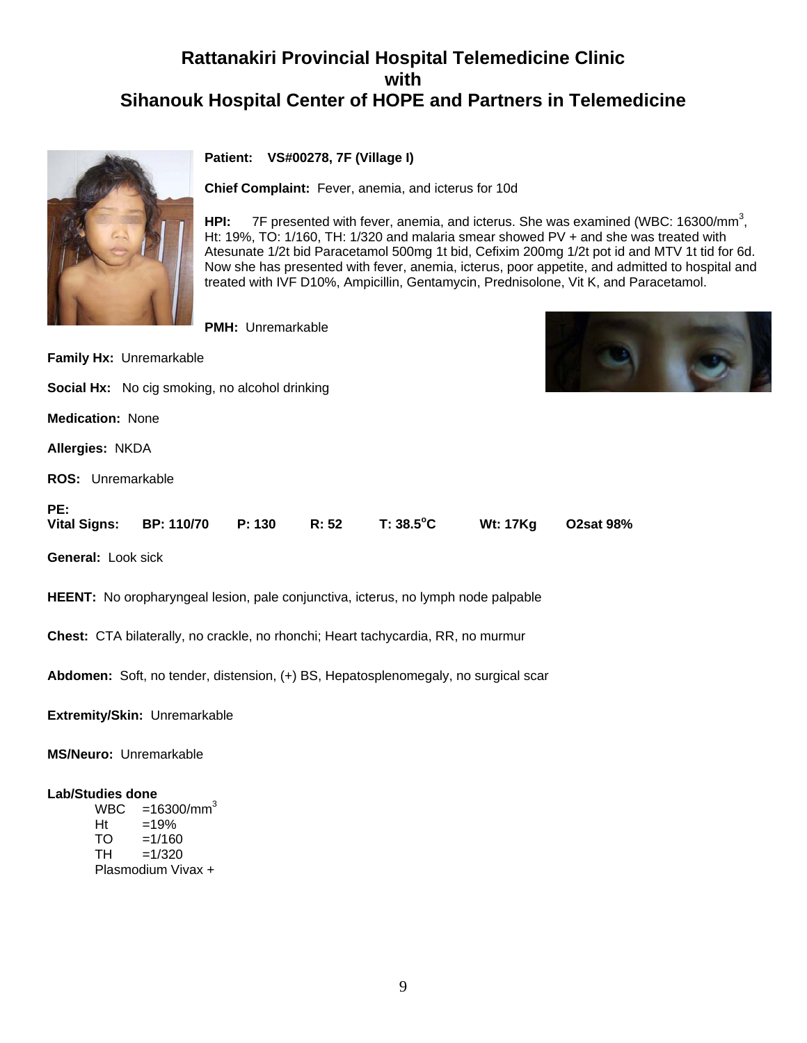# Rattanakiri Provincial Hospital Telemedicine Clinic
# with
# Sihanouk Hospital Center of HOPE and Partners in Telemedicine

**Patient:** **VS#00278, 7F (Village I)**

**Chief Complaint:** Fever, anemia, and icterus for 10d

**HPI:** 7F presented with fever, anemia, and icterus. She was examined (WBC: 16300/mm$^3$, Ht: 19%, TO: 1/160, TH: 1/320 and malaria smear showed PV + and she was treated with Atesunate 1/2t bid Paracetamol 500mg 1t bid, Cefixim 200mg 1/2t pot id and MTV 1t tid for 6d. Now she has presented with fever, anemia, icterus, poor appetite, and admitted to hospital and treated with IVF D10%, Ampicillin, Gentamycin, Prednisolone, Vit K, and Paracetamol.

**PMH:** Unremarkable

**Family Hx:** Unremarkable

**Social Hx:** No cig smoking, no alcohol drinking

**Medication:** None

**Allergies:** NKDA

**ROS:** Unremarkable

**PE:**

**Vital Signs:** **BP: 110/70** **P: 130** **R: 52** **T: 38.5$^o$C** **Wt: 17Kg** **O2sat 98%**

**General:** Look sick

**HEENT:** No oropharyngeal lesion, pale conjunctiva, icterus, no lymph node palpable

**Chest:** CTA bilaterally, no crackle, no rhonchi; Heart tachycardia, RR, no murmur

**Abdomen:** Soft, no tender, distension, (+) BS, Hepatosplenomegaly, no surgical scar

**Extremity/Skin:** Unremarkable

**MS/Neuro:** Unremarkable

**Lab/Studies done**

- WBC =16300/mm$^3$
- Ht =19%
- TO =1/160
- TH =1/320
- Plasmodium Vivax +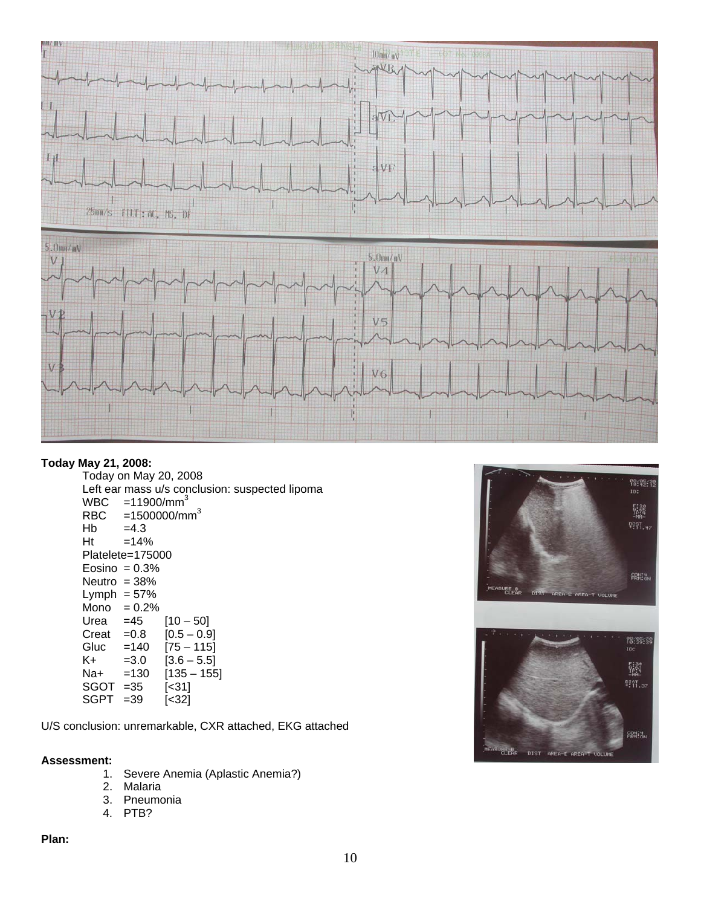**Today May 21, 2008:**

Today on May 20, 2008

Left ear mass u/s conclusion: suspected lipoma

| | | |
|---|---|---|
| WBC | =11900/mm$^3$ | |
| RBC | =1500000/mm$^3$ | |
| Hb | =4.3 | |
| Ht | =14% | |
| Platelete=175000 | | |
| Eosino | = 0.3% | |
| Neutro | = 38% | |
| Lymph | = 57% | |
| Mono | = 0.2% | |
| Urea | =45 | [10 – 50] |
| Creat | =0.8 | [0.5 – 0.9] |
| Gluc | =140 | [75 – 115] |
| K+ | =3.0 | [3.6 – 5.5] |
| Na+ | =130 | [135 – 155] |
| SGOT | =35 | [<31] |
| SGPT | =39 | [<32] |

U/S conclusion: unremarkable, CXR attached, EKG attached

**Assessment:**

1. Severe Anemia (Aplastic Anemia?)
2. Malaria
3. Pneumonia
4. PTB?

**Plan:**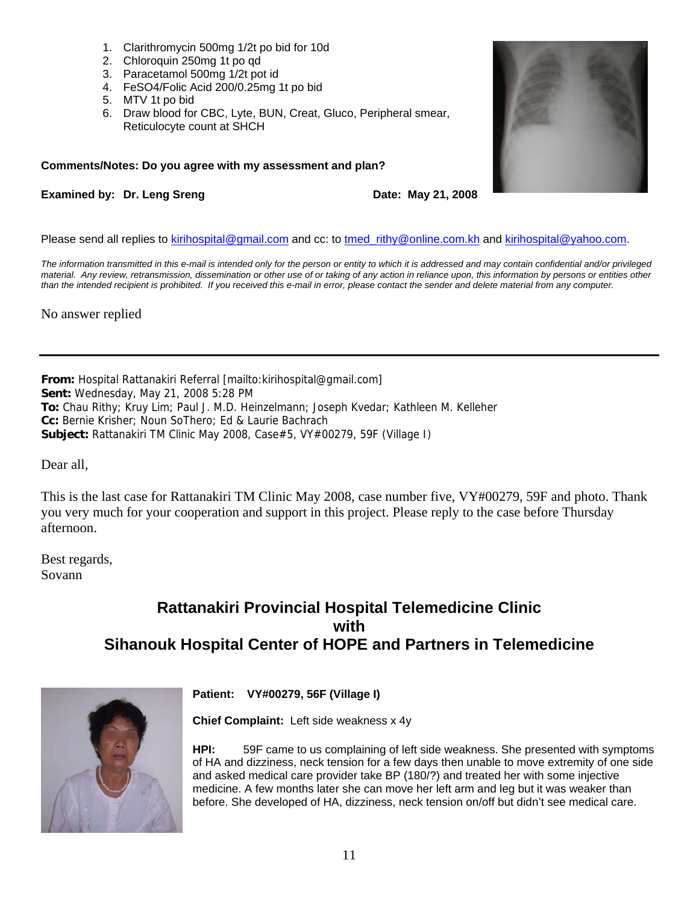1. Clarithromycin 500mg 1/2t po bid for 10d
2. Chloroquin 250mg 1t po qd
3. Paracetamol 500mg 1/2t pot id
4. FeSO4/Folic Acid 200/0.25mg 1t po bid
5. MTV 1t po bid
6. Draw blood for CBC, Lyte, BUN, Creat, Gluco, Peripheral smear, Reticulocyte count at SHCH

**Comments/Notes: Do you agree with my assessment and plan?**

**Examined by: Dr. Leng Sreng** **Date: May 21, 2008**

Please send all replies to kirihospital@gmail.com and cc: to tmed_rithy@online.com.kh and kirihospital@yahoo.com.

*The information transmitted in this e-mail is intended only for the person or entity to which it is addressed and may contain confidential and/or privileged material. Any review, retransmission, dissemination or other use of or taking of any action in reliance upon, this information by persons or entities other than the intended recipient is prohibited. If you received this e-mail in error, please contact the sender and delete material from any computer.*

No answer replied

---

**From:** Hospital Rattanakiri Referral [mailto:kirihospital@gmail.com]
**Sent:** Wednesday, May 21, 2008 5:28 PM
**To:** Chau Rithy; Kruy Lim; Paul J. M.D. Heinzelmann; Joseph Kvedar; Kathleen M. Kelleher
**Cc:** Bernie Krisher; Noun SoThero; Ed & Laurie Bachrach
**Subject:** Rattanakiri TM Clinic May 2008, Case#5, VY#00279, 59F (Village I)

Dear all,

This is the last case for Rattanakiri TM Clinic May 2008, case number five, VY#00279, 59F and photo. Thank you very much for your cooperation and support in this project. Please reply to the case before Thursday afternoon.

Best regards,
Sovann

## Rattanakiri Provincial Hospital Telemedicine Clinic with Sihanouk Hospital Center of HOPE and Partners in Telemedicine

**Patient: VY#00279, 56F (Village I)**

**Chief Complaint:** Left side weakness x 4y

**HPI:** 59F came to us complaining of left side weakness. She presented with symptoms of HA and dizziness, neck tension for a few days then unable to move extremity of one side and asked medical care provider take BP (180/?) and treated her with some injective medicine. A few months later she can move her left arm and leg but it was weaker than before. She developed of HA, dizziness, neck tension on/off but didn't see medical care.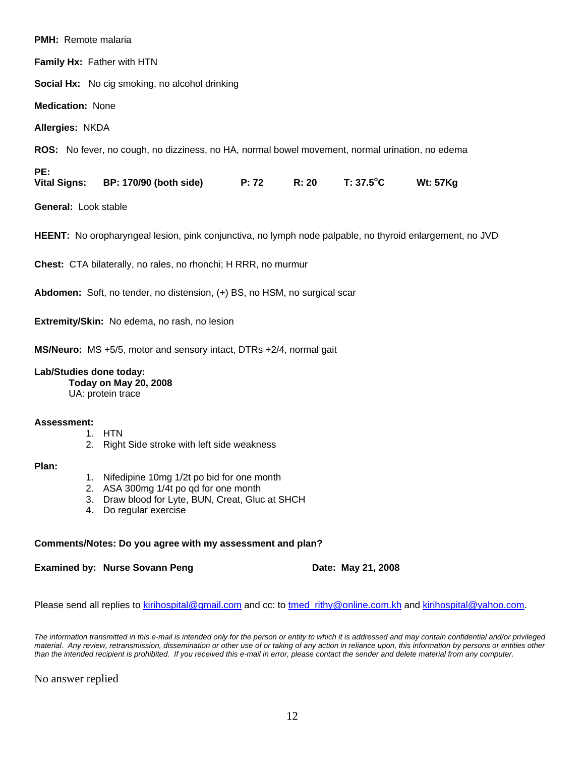**PMH:** Remote malaria

**Family Hx:** Father with HTN

**Social Hx:** No cig smoking, no alcohol drinking

**Medication:** None

**Allergies:** NKDA

**ROS:** No fever, no cough, no dizziness, no HA, normal bowel movement, normal urination, no edema

**PE:**
**Vital Signs:** **BP: 170/90 (both side)** **P: 72** **R: 20** **T: 37.5°C** **Wt: 57Kg**

**General:** Look stable

**HEENT:** No oropharyngeal lesion, pink conjunctiva, no lymph node palpable, no thyroid enlargement, no JVD

**Chest:** CTA bilaterally, no rales, no rhonchi; H RRR, no murmur

**Abdomen:** Soft, no tender, no distension, (+) BS, no HSM, no surgical scar

**Extremity/Skin:** No edema, no rash, no lesion

**MS/Neuro:** MS +5/5, motor and sensory intact, DTRs +2/4, normal gait

**Lab/Studies done today:**

**Today on May 20, 2008**
UA: protein trace

**Assessment:**

1. HTN
2. Right Side stroke with left side weakness

**Plan:**

1. Nifedipine 10mg 1/2t po bid for one month
2. ASA 300mg 1/4t po qd for one month
3. Draw blood for Lyte, BUN, Creat, Gluc at SHCH
4. Do regular exercise

**Comments/Notes: Do you agree with my assessment and plan?**

**Examined by: Nurse Sovann Peng** **Date: May 21, 2008**

Please send all replies to kirihospital@gmail.com and cc: to tmed_rithy@online.com.kh and kirihospital@yahoo.com.

*The information transmitted in this e-mail is intended only for the person or entity to which it is addressed and may contain confidential and/or privileged material. Any review, retransmission, dissemination or other use of or taking of any action in reliance upon, this information by persons or entities other than the intended recipient is prohibited. If you received this e-mail in error, please contact the sender and delete material from any computer.*

No answer replied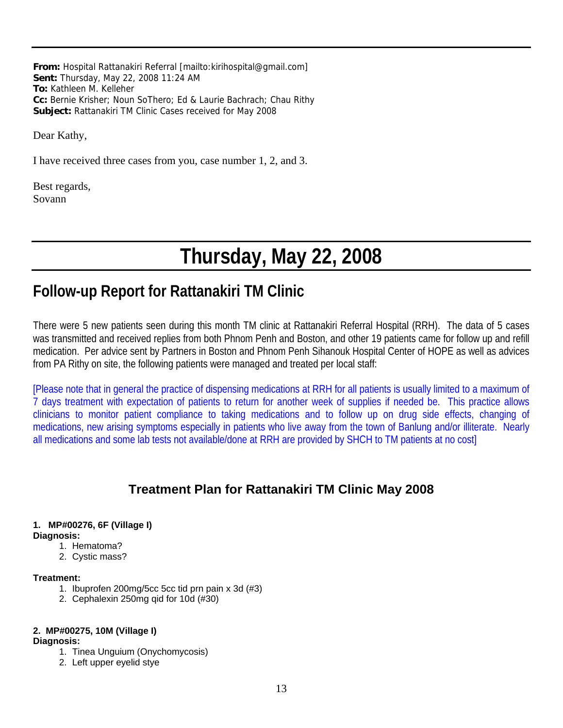**From:** Hospital Rattanakiri Referral [mailto:kirihospital@gmail.com]
**Sent:** Thursday, May 22, 2008 11:24 AM
**To:** Kathleen M. Kelleher
**Cc:** Bernie Krisher; Noun SoThero; Ed & Laurie Bachrach; Chau Rithy
**Subject:** Rattanakiri TM Clinic Cases received for May 2008

Dear Kathy,

I have received three cases from you, case number 1, 2, and 3.

Best regards,
Sovann

# Thursday, May 22, 2008

## Follow-up Report for Rattanakiri TM Clinic

There were 5 new patients seen during this month TM clinic at Rattanakiri Referral Hospital (RRH). The data of 5 cases was transmitted and received replies from both Phnom Penh and Boston, and other 19 patients came for follow up and refill medication. Per advice sent by Partners in Boston and Phnom Penh Sihanouk Hospital Center of HOPE as well as advices from PA Rithy on site, the following patients were managed and treated per local staff:

[Please note that in general the practice of dispensing medications at RRH for all patients is usually limited to a maximum of 7 days treatment with expectation of patients to return for another week of supplies if needed be. This practice allows clinicians to monitor patient compliance to taking medications and to follow up on drug side effects, changing of medications, new arising symptoms especially in patients who live away from the town of Banlung and/or illiterate. Nearly all medications and some lab tests not available/done at RRH are provided by SHCH to TM patients at no cost]

### Treatment Plan for Rattanakiri TM Clinic May 2008

**1. MP#00276, 6F (Village I)**
**Diagnosis:**

1. Hematoma?
2. Cystic mass?

**Treatment:**

1. Ibuprofen 200mg/5cc 5cc tid prn pain x 3d (#3)
2. Cephalexin 250mg qid for 10d (#30)

**2. MP#00275, 10M (Village I)**
**Diagnosis:**

1. Tinea Unguium (Onychomycosis)
2. Left upper eyelid stye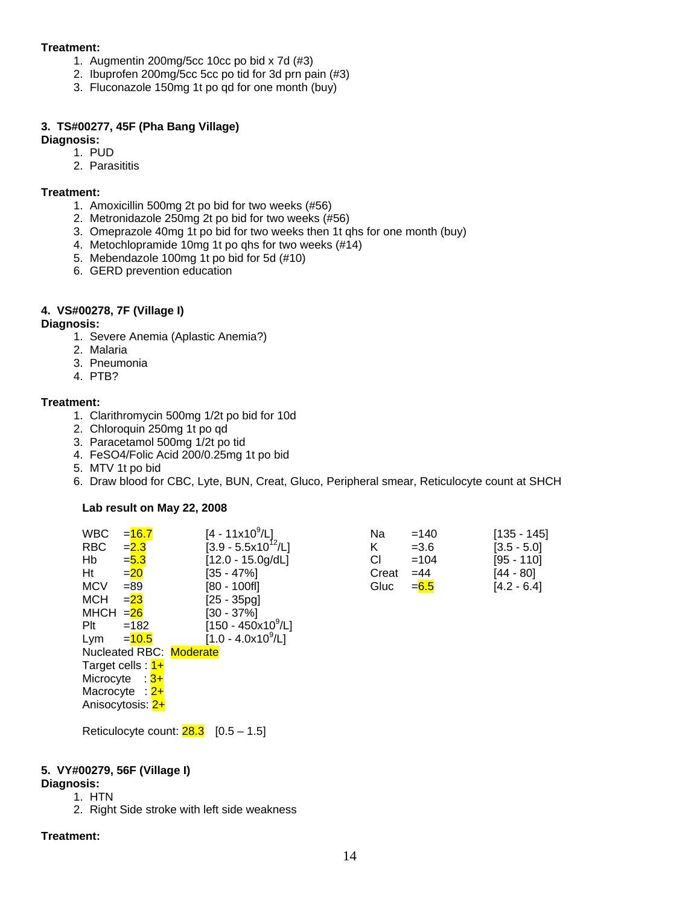**Treatment:**

1. Augmentin 200mg/5cc 10cc po bid x 7d (#3)
2. Ibuprofen 200mg/5cc 5cc po tid for 3d prn pain (#3)
3. Fluconazole 150mg 1t po qd for one month (buy)

**3. TS#00277, 45F (Pha Bang Village)**

**Diagnosis:**

1. PUD
2. Parasititis

**Treatment:**

1. Amoxicillin 500mg 2t po bid for two weeks (#56)
2. Metronidazole 250mg 2t po bid for two weeks (#56)
3. Omeprazole 40mg 1t po bid for two weeks then 1t qhs for one month (buy)
4. Metochlopramide 10mg 1t po qhs for two weeks (#14)
5. Mebendazole 100mg 1t po bid for 5d (#10)
6. GERD prevention education

**4. VS#00278, 7F (Village I)**

**Diagnosis:**

1. Severe Anemia (Aplastic Anemia?)
2. Malaria
3. Pneumonia
4. PTB?

**Treatment:**

1. Clarithromycin 500mg 1/2t po bid for 10d
2. Chloroquin 250mg 1t po qd
3. Paracetamol 500mg 1/2t po tid
4. FeSO4/Folic Acid 200/0.25mg 1t po bid
5. MTV 1t po bid
6. Draw blood for CBC, Lyte, BUN, Creat, Gluco, Peripheral smear, Reticulocyte count at SHCH

**Lab result on May 22, 2008**

| Test | Result | Normal | Test | Result | Normal |
|---|---|---|---|---|---|
| WBC | =16.7 | [4 - 11x$10^9$/L] | Na | =140 | [135 - 145] |
| RBC | =2.3 | [3.9 - 5.5x$10^{12}$/L] | K | =3.6 | [3.5 - 5.0] |
| Hb | =5.3 | [12.0 - 15.0g/dL] | Cl | =104 | [95 - 110] |
| Ht | =20 | [35 - 47%] | Creat | =44 | [44 - 80] |
| MCV | =89 | [80 - 100fl] | Gluc | =6.5 | [4.2 - 6.4] |
| MCH | =23 | [25 - 35pg] | | | |
| MHCH | =26 | [30 - 37%] | | | |
| Plt | =182 | [150 - 450x$10^9$/L] | | | |
| Lym | =10.5 | [1.0 - 4.0x$10^9$/L] | | | |

Nucleated RBC: Moderate
Target cells : 1+
Microcyte : 3+
Macrocyte : 2+
Anisocytosis: 2+

Reticulocyte count: 28.3 [0.5 – 1.5]

**5. VY#00279, 56F (Village I)**

**Diagnosis:**

1. HTN
2. Right Side stroke with left side weakness

**Treatment:**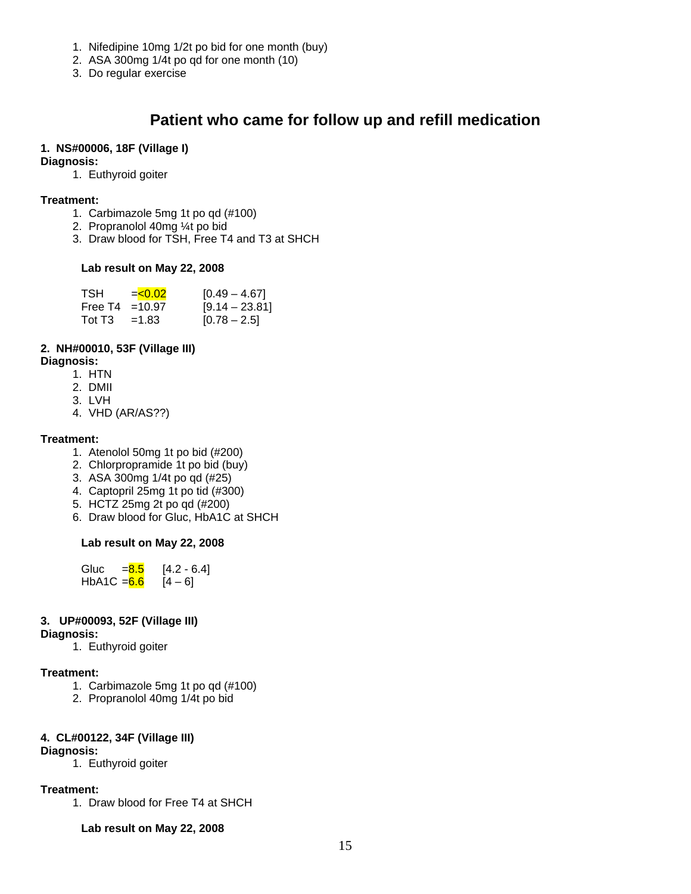1. Nifedipine 10mg 1/2t po bid for one month (buy)
2. ASA 300mg 1/4t po qd for one month (10)
3. Do regular exercise

## Patient who came for follow up and refill medication

**1. NS#00006, 18F (Village I)**

**Diagnosis:**

1. Euthyroid goiter

**Treatment:**

1. Carbimazole 5mg 1t po qd (#100)
2. Propranolol 40mg ¼t po bid
3. Draw blood for TSH, Free T4 and T3 at SHCH

**Lab result on May 22, 2008**

| | | |
|---|---|---|
| TSH | =<0.02 | [0.49 – 4.67] |
| Free T4 | =10.97 | [9.14 – 23.81] |
| Tot T3 | =1.83 | [0.78 – 2.5] |

**2. NH#00010, 53F (Village III)**

**Diagnosis:**

1. HTN
2. DMII
3. LVH
4. VHD (AR/AS??)

**Treatment:**

1. Atenolol 50mg 1t po bid (#200)
2. Chlorpropramide 1t po bid (buy)
3. ASA 300mg 1/4t po qd (#25)
4. Captopril 25mg 1t po tid (#300)
5. HCTZ 25mg 2t po qd (#200)
6. Draw blood for Gluc, HbA1C at SHCH

**Lab result on May 22, 2008**

| | | |
|---|---|---|
| Gluc | =8.5 | [4.2 - 6.4] |
| HbA1C | =6.6 | [4 – 6] |

**3. UP#00093, 52F (Village III)**

**Diagnosis:**

1. Euthyroid goiter

**Treatment:**

1. Carbimazole 5mg 1t po qd (#100)
2. Propranolol 40mg 1/4t po bid

**4. CL#00122, 34F (Village III)**

**Diagnosis:**

1. Euthyroid goiter

**Treatment:**

1. Draw blood for Free T4 at SHCH

**Lab result on May 22, 2008**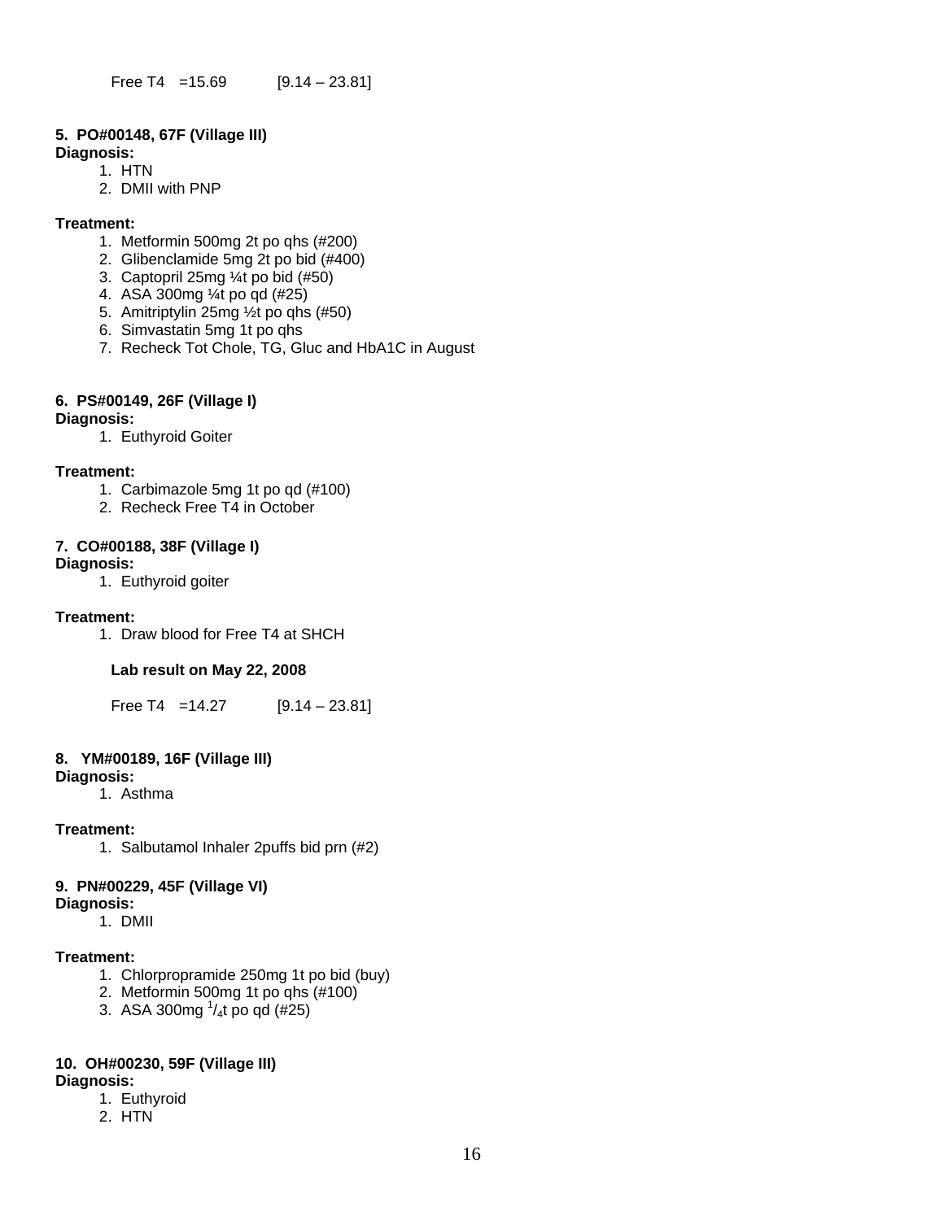Free T4 =15.69 [9.14 – 23.81]

**5. PO#00148, 67F (Village III)**

**Diagnosis:**

1. HTN
2. DMII with PNP

**Treatment:**

1. Metformin 500mg 2t po qhs (#200)
2. Glibenclamide 5mg 2t po bid (#400)
3. Captopril 25mg ¼t po bid (#50)
4. ASA 300mg ¼t po qd (#25)
5. Amitriptylin 25mg ½t po qhs (#50)
6. Simvastatin 5mg 1t po qhs
7. Recheck Tot Chole, TG, Gluc and HbA1C in August

**6. PS#00149, 26F (Village I)**

**Diagnosis:**

1. Euthyroid Goiter

**Treatment:**

1. Carbimazole 5mg 1t po qd (#100)
2. Recheck Free T4 in October

**7. CO#00188, 38F (Village I)**

**Diagnosis:**

1. Euthyroid goiter

**Treatment:**

1. Draw blood for Free T4 at SHCH

**Lab result on May 22, 2008**

Free T4 =14.27 [9.14 – 23.81]

**8. YM#00189, 16F (Village III)**

**Diagnosis:**

1. Asthma

**Treatment:**

1. Salbutamol Inhaler 2puffs bid prn (#2)

**9. PN#00229, 45F (Village VI)**

**Diagnosis:**

1. DMII

**Treatment:**

1. Chlorpropramide 250mg 1t po bid (buy)
2. Metformin 500mg 1t po qhs (#100)
3. ASA 300mg $^1/_4$t po qd (#25)

**10. OH#00230, 59F (Village III)**

**Diagnosis:**

1. Euthyroid
2. HTN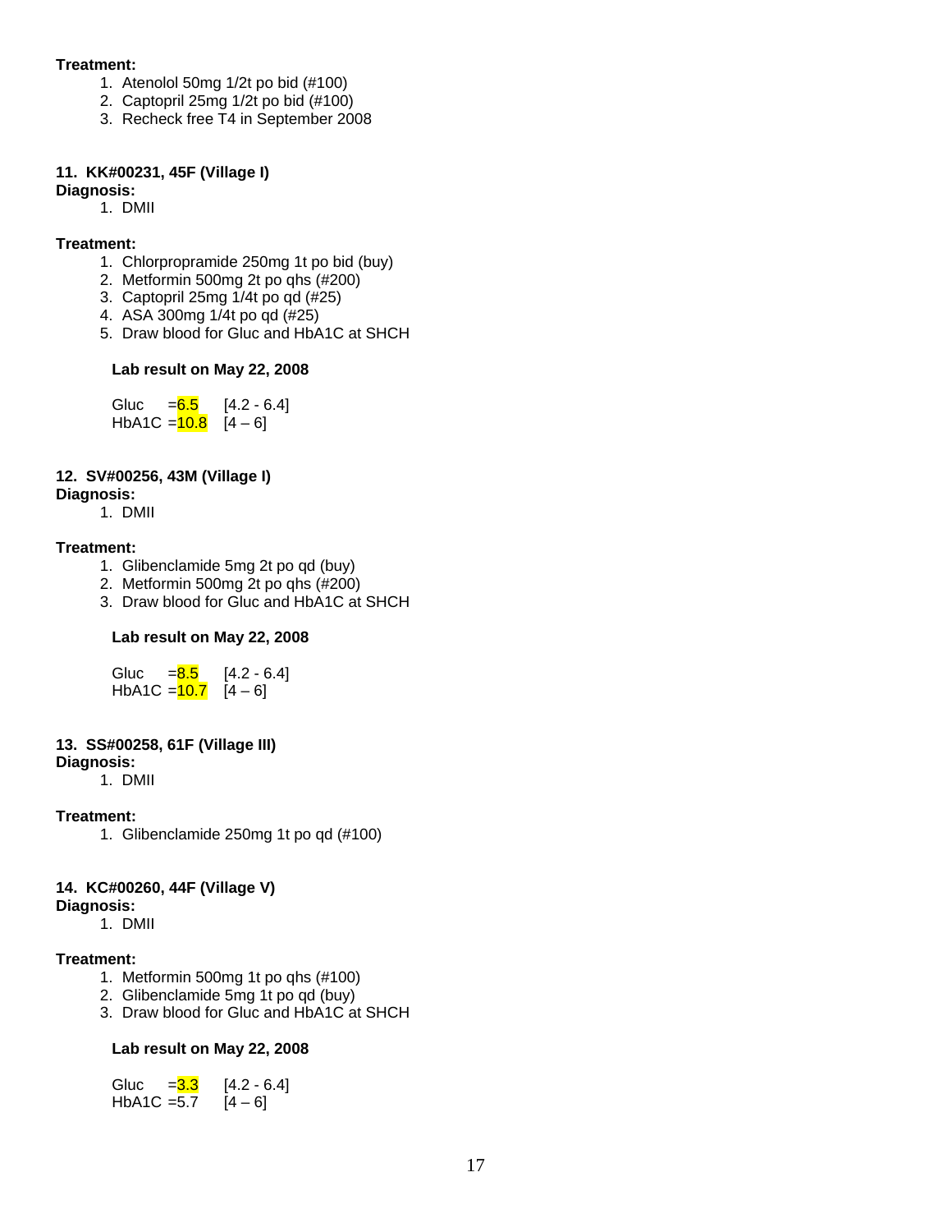**Treatment:**

1. Atenolol 50mg 1/2t po bid (#100)
2. Captopril 25mg 1/2t po bid (#100)
3. Recheck free T4 in September 2008

**11. KK#00231, 45F (Village I)**

**Diagnosis:**

1. DMII

**Treatment:**

1. Chlorpropramide 250mg 1t po bid (buy)
2. Metformin 500mg 2t po qhs (#200)
3. Captopril 25mg 1/4t po qd (#25)
4. ASA 300mg 1/4t po qd (#25)
5. Draw blood for Gluc and HbA1C at SHCH

**Lab result on May 22, 2008**

Gluc =6.5 [4.2 - 6.4]
HbA1C =10.8 [4 – 6]

**12. SV#00256, 43M (Village I)**

**Diagnosis:**

1. DMII

**Treatment:**

1. Glibenclamide 5mg 2t po qd (buy)
2. Metformin 500mg 2t po qhs (#200)
3. Draw blood for Gluc and HbA1C at SHCH

**Lab result on May 22, 2008**

Gluc =8.5 [4.2 - 6.4]
HbA1C =10.7 [4 – 6]

**13. SS#00258, 61F (Village III)**

**Diagnosis:**

1. DMII

**Treatment:**

1. Glibenclamide 250mg 1t po qd (#100)

**14. KC#00260, 44F (Village V)**

**Diagnosis:**

1. DMII

**Treatment:**

1. Metformin 500mg 1t po qhs (#100)
2. Glibenclamide 5mg 1t po qd (buy)
3. Draw blood for Gluc and HbA1C at SHCH

**Lab result on May 22, 2008**

Gluc =3.3 [4.2 - 6.4]
HbA1C =5.7 [4 – 6]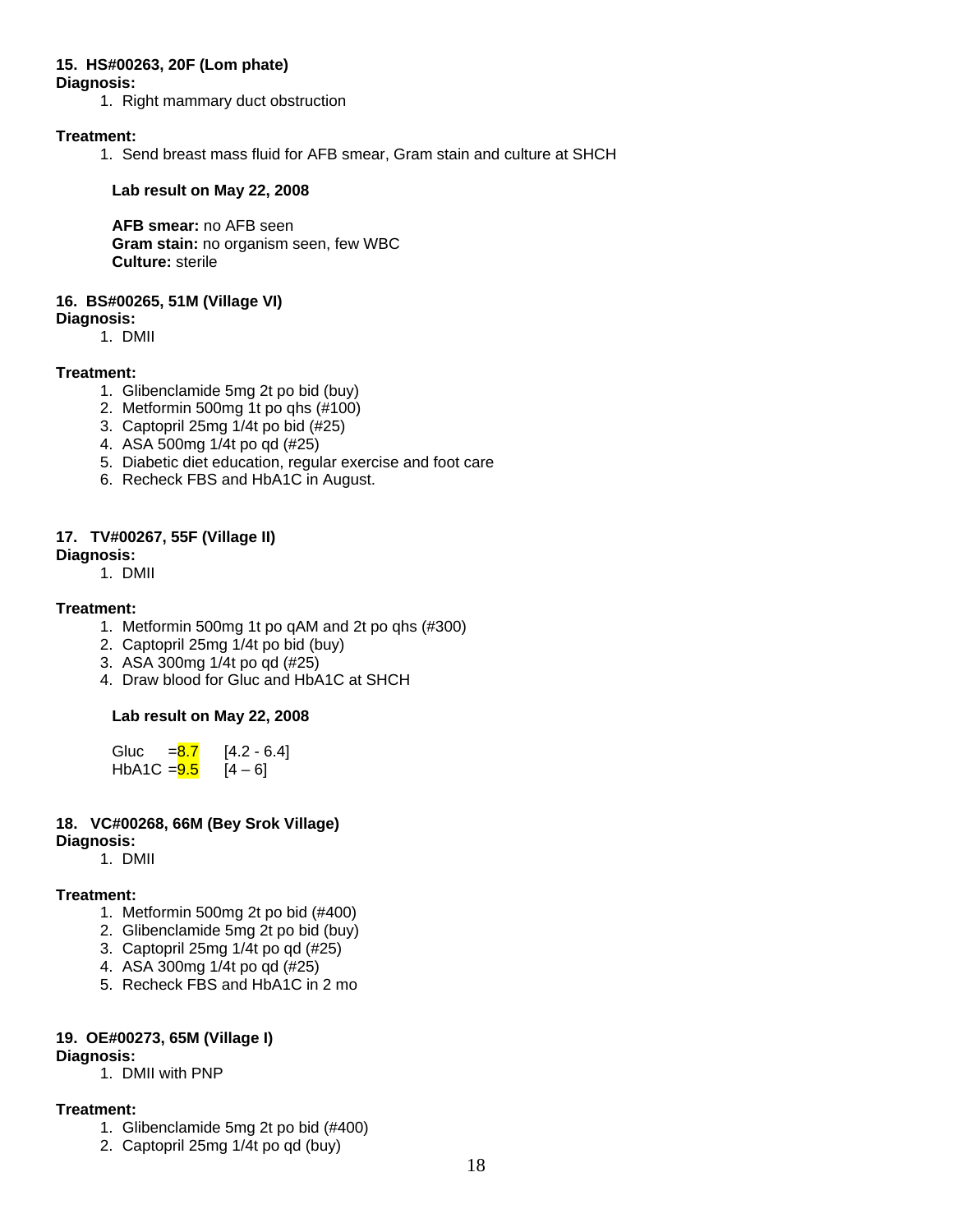**15. HS#00263, 20F (Lom phate)**
**Diagnosis:**
1. Right mammary duct obstruction

**Treatment:**
1. Send breast mass fluid for AFB smear, Gram stain and culture at SHCH

**Lab result on May 22, 2008**

**AFB smear:** no AFB seen
**Gram stain:** no organism seen, few WBC
**Culture:** sterile

**16. BS#00265, 51M (Village VI)**
**Diagnosis:**
1. DMII

**Treatment:**
1. Glibenclamide 5mg 2t po bid (buy)
2. Metformin 500mg 1t po qhs (#100)
3. Captopril 25mg 1/4t po bid (#25)
4. ASA 500mg 1/4t po qd (#25)
5. Diabetic diet education, regular exercise and foot care
6. Recheck FBS and HbA1C in August.

**17. TV#00267, 55F (Village II)**
**Diagnosis:**
1. DMII

**Treatment:**
1. Metformin 500mg 1t po qAM and 2t po qhs (#300)
2. Captopril 25mg 1/4t po bid (buy)
3. ASA 300mg 1/4t po qd (#25)
4. Draw blood for Gluc and HbA1C at SHCH

**Lab result on May 22, 2008**

| | | |
|---|---|---|
| Gluc | =8.7 | [4.2 - 6.4] |
| HbA1C | =9.5 | [4 – 6] |

**18. VC#00268, 66M (Bey Srok Village)**
**Diagnosis:**
1. DMII

**Treatment:**
1. Metformin 500mg 2t po bid (#400)
2. Glibenclamide 5mg 2t po bid (buy)
3. Captopril 25mg 1/4t po qd (#25)
4. ASA 300mg 1/4t po qd (#25)
5. Recheck FBS and HbA1C in 2 mo

**19. OE#00273, 65M (Village I)**
**Diagnosis:**
1. DMII with PNP

**Treatment:**
1. Glibenclamide 5mg 2t po bid (#400)
2. Captopril 25mg 1/4t po qd (buy)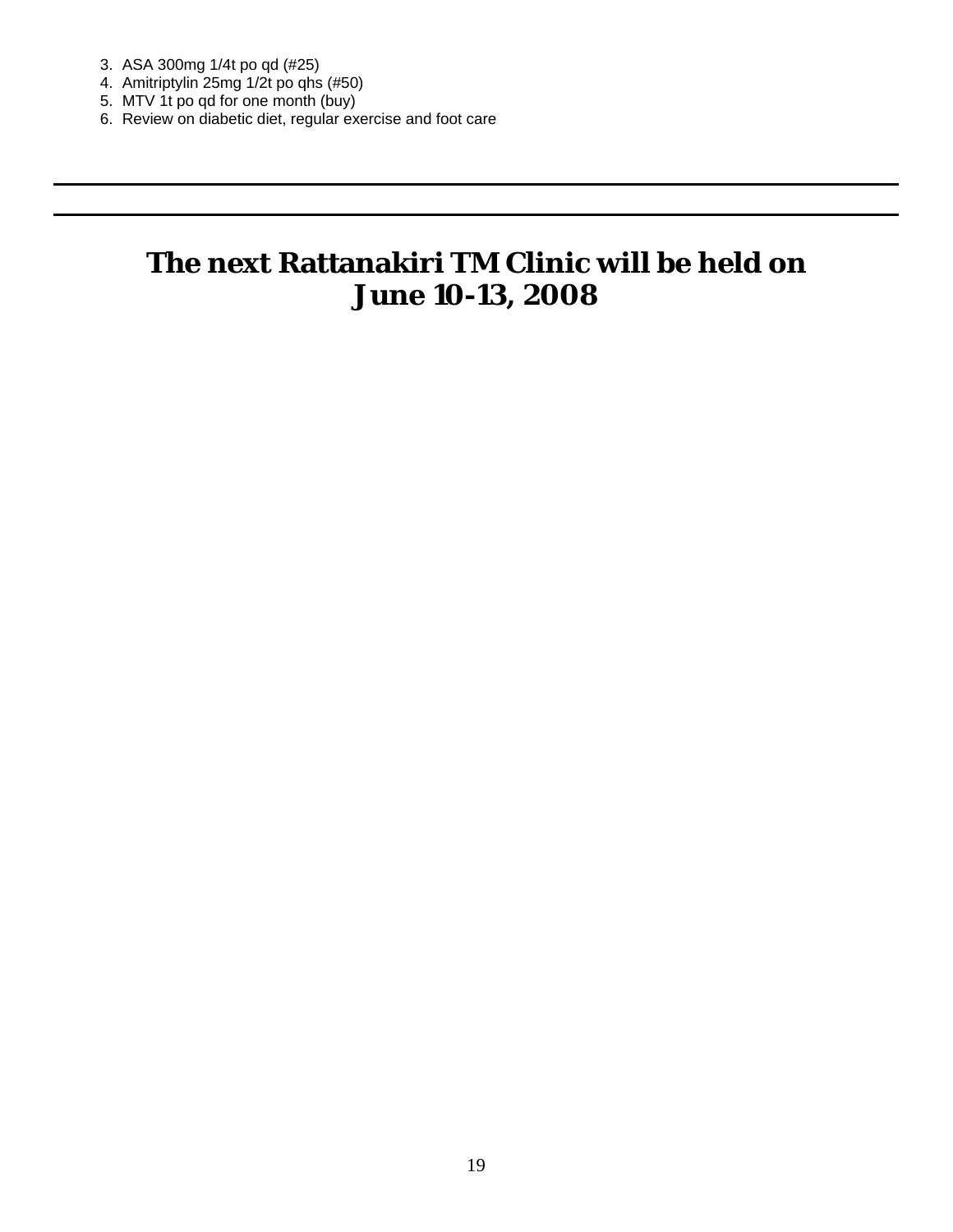3. ASA 300mg 1/4t po qd (#25)
4. Amitriptylin 25mg 1/2t po qhs (#50)
5. MTV 1t po qd for one month (buy)
6. Review on diabetic diet, regular exercise and foot care

---

---

# The next Rattanakiri TM Clinic will be held on June 10-13, 2008